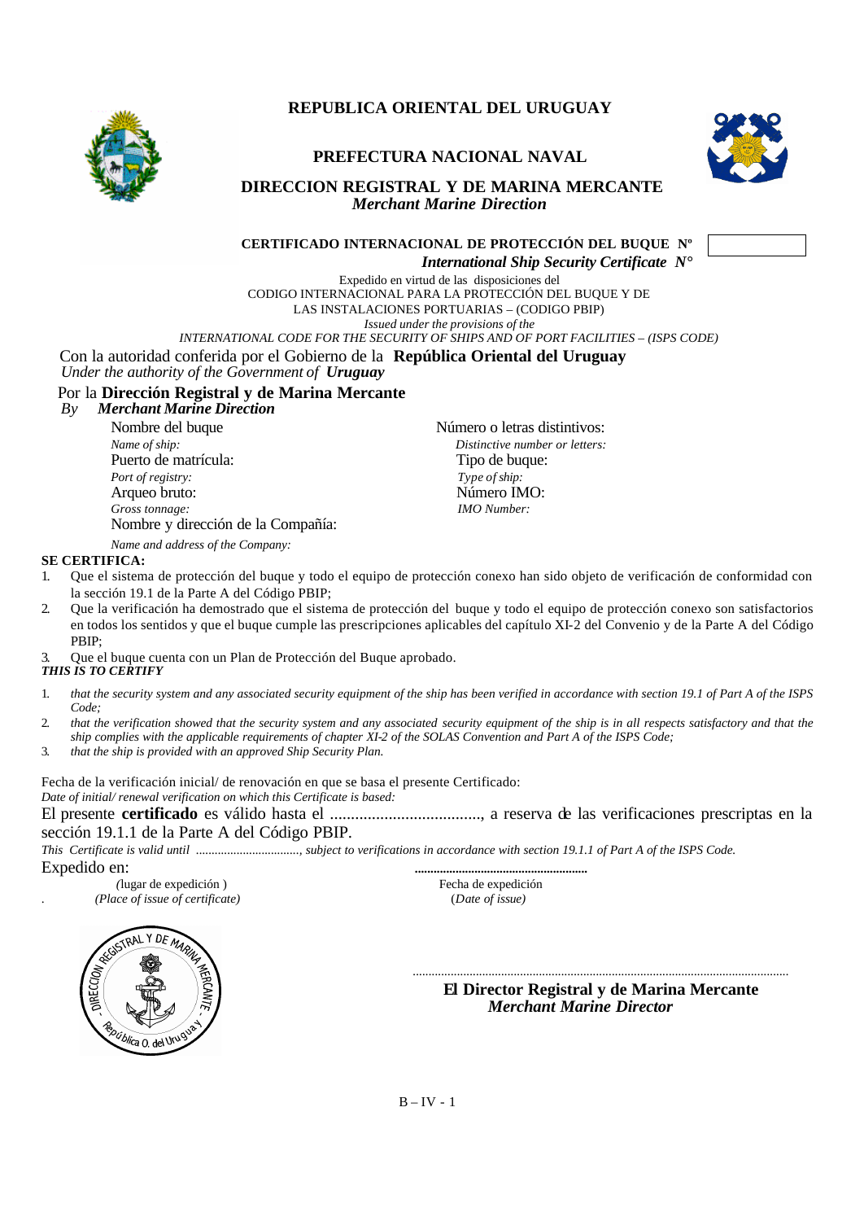# REPUBLICA ORIENTAL DEL URUGUAY

## PREFECTURA NACIONAL NAVAL

## DIRECCION REGISTRAL Y DE MARINA MERCANTE
*Merchant Marine Direction*

**CERTIFICADO INTERNACIONAL DE PROTECCIÓN DEL BUQUE Nº**
***International Ship Security Certificate N°***

Expedido en virtud de las disposiciones del
CODIGO INTERNACIONAL PARA LA PROTECCIÓN DEL BUQUE Y DE
LAS INSTALACIONES PORTUARIAS – (CODIGO PBIP)
*Issued under the provisions of the*
*INTERNATIONAL CODE FOR THE SECURITY OF SHIPS AND OF PORT FACILITIES – (ISPS CODE)*

Con la autoridad conferida por el Gobierno de la **República Oriental del Uruguay**
*Under the authority of the Government of* ***Uruguay***

Por la **Dirección Registral y de Marina Mercante**
*By* ***Merchant Marine Direction***

Nombre del buque
*Name of ship:*

Número o letras distintivos:
*Distinctive number or letters:*

Puerto de matrícula:
*Port of registry:*

Tipo de buque:
*Type of ship:*

Arqueo bruto:
*Gross tonnage:*

Número IMO:
*IMO Number:*

Nombre y dirección de la Compañía:
*Name and address of the Company:*

**SE CERTIFICA:**

1. Que el sistema de protección del buque y todo el equipo de protección conexo han sido objeto de verificación de conformidad con la sección 19.1 de la Parte A del Código PBIP;
2. Que la verificación ha demostrado que el sistema de protección del buque y todo el equipo de protección conexo son satisfactorios en todos los sentidos y que el buque cumple las prescripciones aplicables del capítulo XI-2 del Convenio y de la Parte A del Código PBIP;
3. Que el buque cuenta con un Plan de Protección del Buque aprobado.

***THIS IS TO CERTIFY***

1. *that the security system and any associated security equipment of the ship has been verified in accordance with section 19.1 of Part A of the ISPS Code;*
2. *that the verification showed that the security system and any associated security equipment of the ship is in all respects satisfactory and that the ship complies with the applicable requirements of chapter XI-2 of the SOLAS Convention and Part A of the ISPS Code;*
3. *that the ship is provided with an approved Ship Security Plan.*

Fecha de la verificación inicial/ de renovación en que se basa el presente Certificado:
*Date of initial/ renewal verification on which this Certificate is based:*

El presente **certificado** es válido hasta el ...................................., a reserva de las verificaciones prescriptas en la sección 19.1.1 de la Parte A del Código PBIP.
*This Certificate is valid until ................................, subject to verifications in accordance with section 19.1.1 of Part A of the ISPS Code.*

Expedido en: ..................................................

(lugar de expedición )
*(Place of issue of certificate)*

Fecha de expedición
*(Date of issue)*

.....................................................................................................................

**El Director Registral y de Marina Mercante**
***Merchant Marine Director***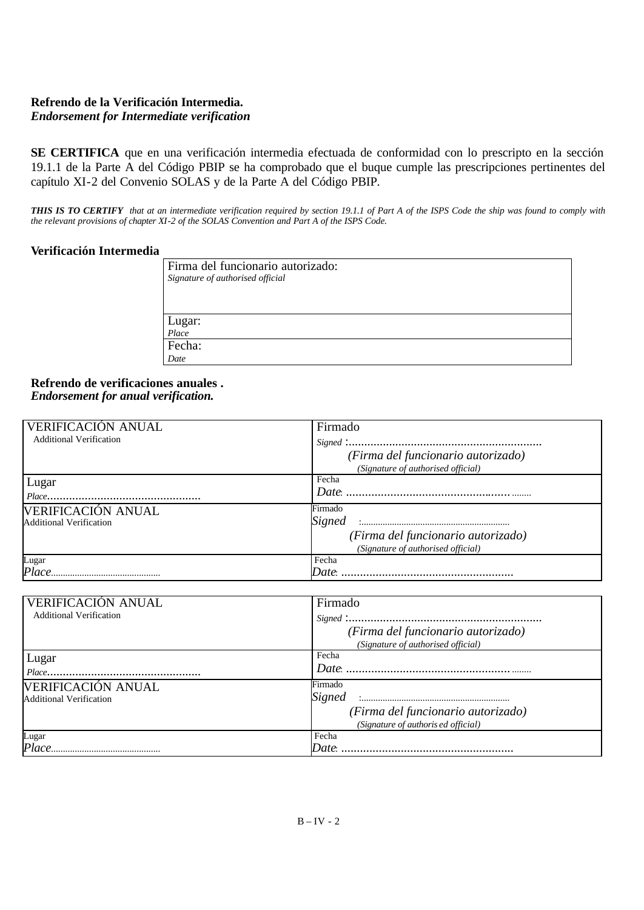**Refrendo de la Verificación Intermedia.**
***Endorsement for Intermediate verification***

**SE CERTIFICA** que en una verificación intermedia efectuada de conformidad con lo prescripto en la sección 19.1.1 de la Parte A del Código PBIP se ha comprobado que el buque cumple las prescripciones pertinentes del capítulo XI-2 del Convenio SOLAS y de la Parte A del Código PBIP.

***THIS IS TO CERTIFY*** *that at an intermediate verification required by section 19.1.1 of Part A of the ISPS Code the ship was found to comply with the relevant provisions of chapter XI-2 of the SOLAS Convention and Part A of the ISPS Code.*

**Verificación Intermedia**

| |
|---|
| Firma del funcionario autorizado: *Signature of authorised official* |
| Lugar: *Place* |
| Fecha: *Date* |

**Refrendo de verificaciones anuales .**
***Endorsement for anual verification.***

| | |
|---|---|
| VERIFICACIÓN ANUAL Additional Verification | Firmado *Signed* :............................................................ *(Firma del funcionario autorizado)* *(Signature of authorised official)* |
| Lugar *Place*................................................. | Fecha *Date*: ........................................................... |
| VERIFICACIÓN ANUAL Additional Verification | Firmado *Signed* :............................................................ *(Firma del funcionario autorizado)* *(Signature of authorised official)* |
| Lugar *Place*............................................. | Fecha *Date*: ...................................................... |

| | |
|---|---|
| VERIFICACIÓN ANUAL Additional Verification | Firmado *Signed* :............................................................ *(Firma del funcionario autorizado)* *(Signature of authorised official)* |
| Lugar *Place*................................................. | Fecha *Date*: ........................................................... |
| VERIFICACIÓN ANUAL Additional Verification | Firmado *Signed* :............................................................ *(Firma del funcionario autorizado)* *(Signature of authoris ed official)* |
| Lugar *Place*............................................. | Fecha *Date*: ...................................................... |